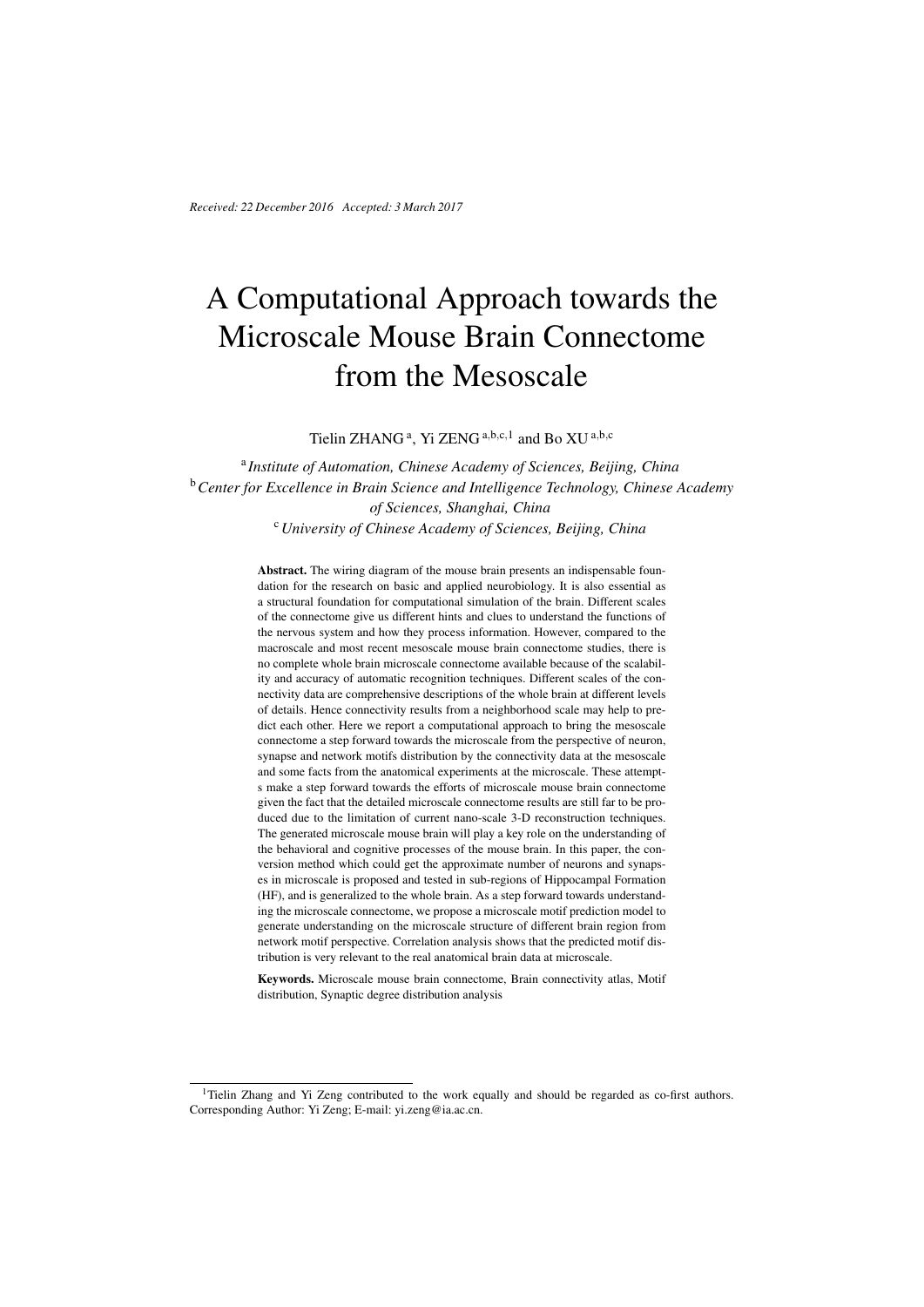*Received: 22 December 2016 Accepted: 3 March 2017*

# A Computational Approach towards the Microscale Mouse Brain Connectome from the Mesoscale

Tielin ZHANG [a], Yi ZENG [a,b,c,1] and Bo XU [a,b,c]

[a] *Institute of Automation, Chinese Academy of Sciences, Beijing, China*
[b] *Center for Excellence in Brain Science and Intelligence Technology, Chinese Academy of Sciences, Shanghai, China*
[c] *University of Chinese Academy of Sciences, Beijing, China*

**Abstract.** The wiring diagram of the mouse brain presents an indispensable foundation for the research on basic and applied neurobiology. It is also essential as a structural foundation for computational simulation of the brain. Different scales of the connectome give us different hints and clues to understand the functions of the nervous system and how they process information. However, compared to the macroscale and most recent mesoscale mouse brain connectome studies, there is no complete whole brain microscale connectome available because of the scalability and accuracy of automatic recognition techniques. Different scales of the connectivity data are comprehensive descriptions of the whole brain at different levels of details. Hence connectivity results from a neighborhood scale may help to predict each other. Here we report a computational approach to bring the mesoscale connectome a step forward towards the microscale from the perspective of neuron, synapse and network motifs distribution by the connectivity data at the mesoscale and some facts from the anatomical experiments at the microscale. These attempts make a step forward towards the efforts of microscale mouse brain connectome given the fact that the detailed microscale connectome results are still far to be produced due to the limitation of current nano-scale 3-D reconstruction techniques. The generated microscale mouse brain will play a key role on the understanding of the behavioral and cognitive processes of the mouse brain. In this paper, the conversion method which could get the approximate number of neurons and synapses in microscale is proposed and tested in sub-regions of Hippocampal Formation (HF), and is generalized to the whole brain. As a step forward towards understanding the microscale connectome, we propose a microscale motif prediction model to generate understanding on the microscale structure of different brain region from network motif perspective. Correlation analysis shows that the predicted motif distribution is very relevant to the real anatomical brain data at microscale.

**Keywords.** Microscale mouse brain connectome, Brain connectivity atlas, Motif distribution, Synaptic degree distribution analysis

[1] Tielin Zhang and Yi Zeng contributed to the work equally and should be regarded as co-first authors. Corresponding Author: Yi Zeng; E-mail: yi.zeng@ia.ac.cn.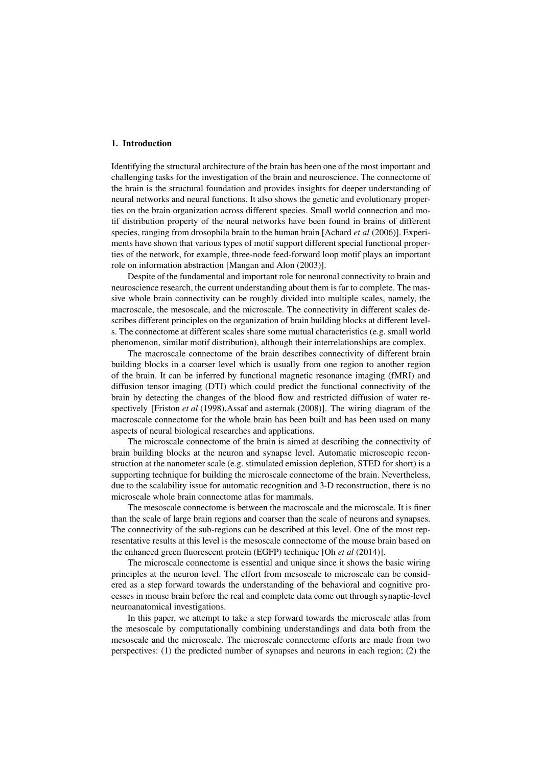## 1. Introduction

Identifying the structural architecture of the brain has been one of the most important and challenging tasks for the investigation of the brain and neuroscience. The connetome of the brain is the structural foundation and provides insights for deeper understanding of neural networks and neural functions. It also shows the genetic and evolutionary properties on the brain organization across different species. Small world connection and motif distribution property of the neural networks have been found in brains of different species, ranging from drosophila brain to the human brain [Achard *et al* (2006)]. Experiments have shown that various types of motif support different special functional properties of the network, for example, three-node feed-forward loop motif plays an important role on information abstraction [Mangan and Alon (2003)].

Despite of the fundamental and important role for neuronal connectivity to brain and neuroscience research, the current understanding about them is far to complete. The massive whole brain connectivity can be roughly divided into multiple scales, namely, the macroscale, the mesoscale, and the microscale. The connectivity in different scales describes different principles on the organization of brain building blocks at different levels. The connectome at different scales share some mutual characteristics (e.g. small world phenomenon, similar motif distribution), although their interrelationships are complex.

The macroscale connetome of the brain describes connectivity of different brain building blocks in a coarser level which is usually from one region to another region of the brain. It can be inferred by functional magnetic resonance imaging (fMRI) and diffusion tensor imaging (DTI) which could predict the functional connectivity of the brain by detecting the changes of the blood flow and restricted diffusion of water respectively [Friston *et al* (1998),Assaf and asternak (2008)]. The wiring diagram of the macroscale connectome for the whole brain has been built and has been used on many aspects of neural biological researches and applications.

The microscale connetome of the brain is aimed at describing the connectivity of brain building blocks at the neuron and synapse level. Automatic microscopic reconstruction at the nanometer scale (e.g. stimulated emission depletion, STED for short) is a supporting technique for building the microscale connetome of the brain. Nevertheless, due to the scalability issue for automatic recognition and 3-D reconstruction, there is no microscale whole brain connectome atlas for mammals.

The mesoscale connetome is between the macroscale and the microscale. It is finer than the scale of large brain regions and coarser than the scale of neurons and synapses. The connectivity of the sub-regions can be described at this level. One of the most representative results at this level is the mesoscale connectome of the mouse brain based on the enhanced green fluorescent protein (EGFP) technique [Oh *et al* (2014)].

The microscale connetome is essential and unique since it shows the basic wiring principles at the neuron level. The effort from mesoscale to microscale can be considered as a step forward towards the understanding of the behavioral and cognitive processes in mouse brain before the real and complete data come out through synaptic-level neuroanatomical investigations.

In this paper, we attempt to take a step forward towards the microscale atlas from the mesoscale by computationally combining understandings and data both from the mesoscale and the microscale. The microscale connectome efforts are made from two perspectives: (1) the predicted number of synapses and neurons in each region; (2) the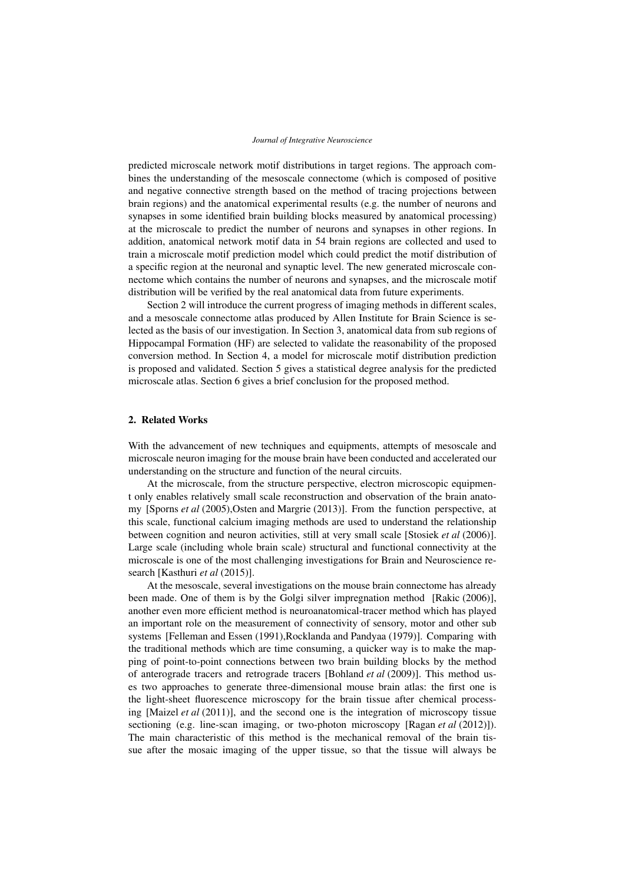predicted microscale network motif distributions in target regions. The approach combines the understanding of the mesoscale connectome (which is composed of positive and negative connective strength based on the method of tracing projections between brain regions) and the anatomical experimental results (e.g. the number of neurons and synapses in some identified brain building blocks measured by anatomical processing) at the microscale to predict the number of neurons and synapses in other regions. In addition, anatomical network motif data in 54 brain regions are collected and used to train a microscale motif prediction model which could predict the motif distribution of a specific region at the neuronal and synaptic level. The new generated microscale connectome which contains the number of neurons and synapses, and the microscale motif distribution will be verified by the real anatomical data from future experiments.

Section 2 will introduce the current progress of imaging methods in different scales, and a mesoscale connectome atlas produced by Allen Institute for Brain Science is selected as the basis of our investigation. In Section 3, anatomical data from sub regions of Hippocampal Formation (HF) are selected to validate the reasonability of the proposed conversion method. In Section 4, a model for microscale motif distribution prediction is proposed and validated. Section 5 gives a statistical degree analysis for the predicted microscale atlas. Section 6 gives a brief conclusion for the proposed method.

## 2. Related Works

With the advancement of new techniques and equipments, attempts of mesoscale and microscale neuron imaging for the mouse brain have been conducted and accelerated our understanding on the structure and function of the neural circuits.

At the microscale, from the structure perspective, electron microscopic equipment only enables relatively small scale reconstruction and observation of the brain anatomy [Sporns *et al* (2005),Osten and Margrie (2013)]. From the function perspective, at this scale, functional calcium imaging methods are used to understand the relationship between cognition and neuron activities, still at very small scale [Stosiek *et al* (2006)]. Large scale (including whole brain scale) structural and functional connectivity at the microscale is one of the most challenging investigations for Brain and Neuroscience research [Kasthuri *et al* (2015)].

At the mesoscale, several investigations on the mouse brain connectome has already been made. One of them is by the Golgi silver impregnation method [Rakic (2006)], another even more efficient method is neuroanatomical-tracer method which has played an important role on the measurement of connectivity of sensory, motor and other sub systems [Felleman and Essen (1991),Rocklanda and Pandyaa (1979)]. Comparing with the traditional methods which are time consuming, a quicker way is to make the mapping of point-to-point connections between two brain building blocks by the method of anterograde tracers and retrograde tracers [Bohland *et al* (2009)]. This method uses two approaches to generate three-dimensional mouse brain atlas: the first one is the light-sheet fluorescence microscopy for the brain tissue after chemical processing [Maizel *et al* (2011)], and the second one is the integration of microscopy tissue sectioning (e.g. line-scan imaging, or two-photon microscopy [Ragan *et al* (2012)]). The main characteristic of this method is the mechanical removal of the brain tissue after the mosaic imaging of the upper tissue, so that the tissue will always be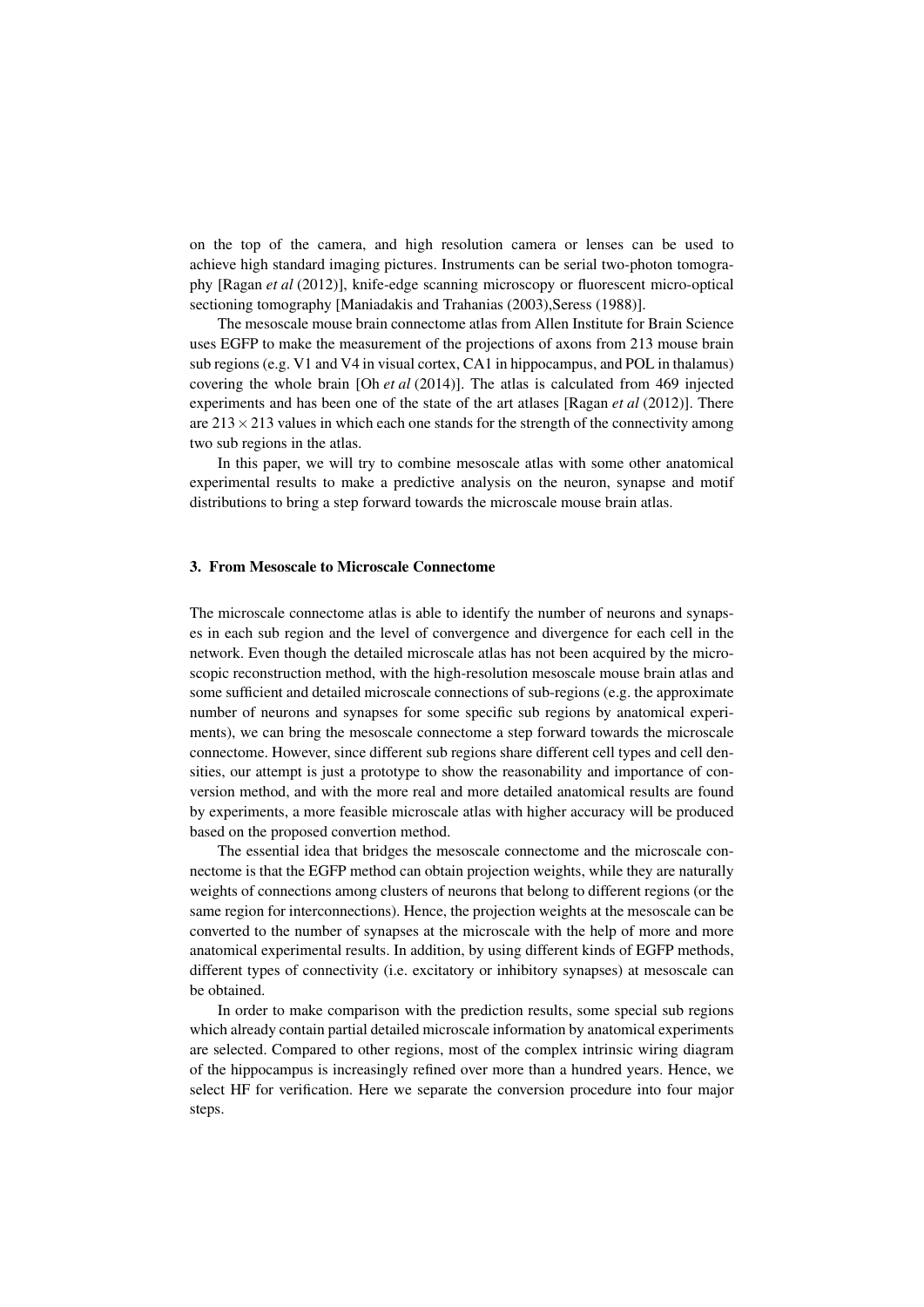on the top of the camera, and high resolution camera or lenses can be used to achieve high standard imaging pictures. Instruments can be serial two-photon tomography [Ragan *et al* (2012)], knife-edge scanning microscopy or fluorescent micro-optical sectioning tomography [Maniadakis and Trahanias (2003),Seress (1988)].

The mesoscale mouse brain connectome atlas from Allen Institute for Brain Science uses EGFP to make the measurement of the projections of axons from 213 mouse brain sub regions (e.g. V1 and V4 in visual cortex, CA1 in hippocampus, and POL in thalamus) covering the whole brain [Oh *et al* (2014)]. The atlas is calculated from 469 injected experiments and has been one of the state of the art atlases [Ragan *et al* (2012)]. There are $213 \times 213$ values in which each one stands for the strength of the connectivity among two sub regions in the atlas.

In this paper, we will try to combine mesoscale atlas with some other anatomical experimental results to make a predictive analysis on the neuron, synapse and motif distributions to bring a step forward towards the microscale mouse brain atlas.

## 3. From Mesoscale to Microscale Connectome

The microscale connectome atlas is able to identify the number of neurons and synapses in each sub region and the level of convergence and divergence for each cell in the network. Even though the detailed microscale atlas has not been acquired by the microscopic reconstruction method, with the high-resolution mesoscale mouse brain atlas and some sufficient and detailed microscale connections of sub-regions (e.g. the approximate number of neurons and synapses for some specific sub regions by anatomical experiments), we can bring the mesoscale connectome a step forward towards the microscale connectome. However, since different sub regions share different cell types and cell densities, our attempt is just a prototype to show the reasonability and importance of conversion method, and with the more real and more detailed anatomical results are found by experiments, a more feasible microscale atlas with higher accuracy will be produced based on the proposed convertion method.

The essential idea that bridges the mesoscale connectome and the microscale connectome is that the EGFP method can obtain projection weights, while they are naturally weights of connections among clusters of neurons that belong to different regions (or the same region for interconnections). Hence, the projection weights at the mesoscale can be converted to the number of synapses at the microscale with the help of more and more anatomical experimental results. In addition, by using different kinds of EGFP methods, different types of connectivity (i.e. excitatory or inhibitory synapses) at mesoscale can be obtained.

In order to make comparison with the prediction results, some special sub regions which already contain partial detailed microscale information by anatomical experiments are selected. Compared to other regions, most of the complex intrinsic wiring diagram of the hippocampus is increasingly refined over more than a hundred years. Hence, we select HF for verification. Here we separate the conversion procedure into four major steps.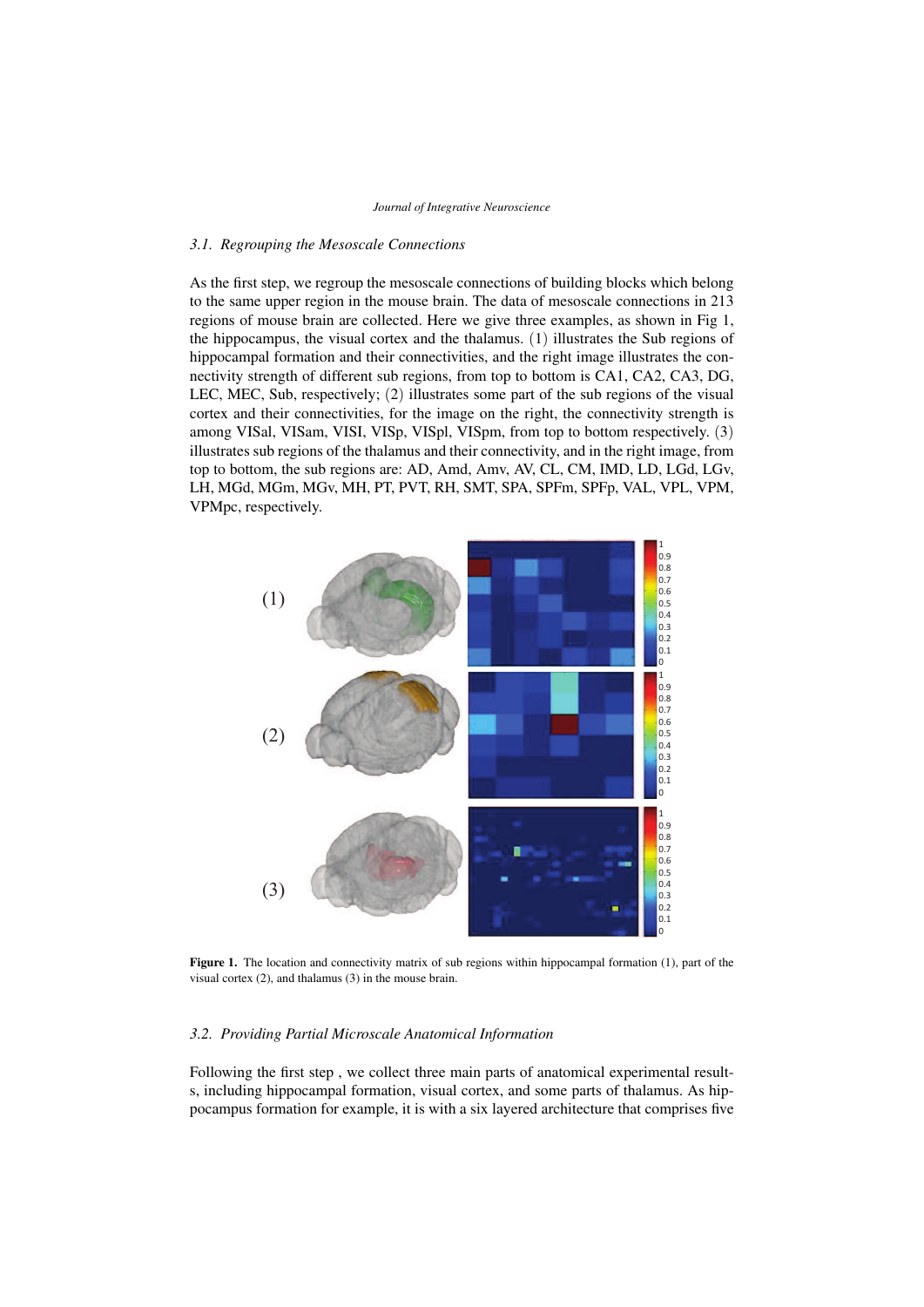### 3.1. Regrouping the Mesoscale Connections

As the first step, we regroup the mesoscale connections of building blocks which belong to the same upper region in the mouse brain. The data of mesoscale connections in 213 regions of mouse brain are collected. Here we give three examples, as shown in Fig 1, the hippocampus, the visual cortex and the thalamus. (1) illustrates the Sub regions of hippocampal formation and their connectivities, and the right image illustrates the connectivity strength of different sub regions, from top to bottom is CA1, CA2, CA3, DG, LEC, MEC, Sub, respectively; (2) illustrates some part of the sub regions of the visual cortex and their connectivities, for the image on the right, the connectivity strength is among VISal, VISam, VISI, VISp, VISpl, VISpm, from top to bottom respectively. (3) illustrates sub regions of the thalamus and their connectivity, and in the right image, from top to bottom, the sub regions are: AD, Amd, Amv, AV, CL, CM, IMD, LD, LGd, LGv, LH, MGd, MGm, MGv, MH, PT, PVT, RH, SMT, SPA, SPFm, SPFp, VAL, VPL, VPM, VPMpc, respectively.

**Figure 1.** The location and connectivity matrix of sub regions within hippocampal formation (1), part of the visual cortex (2), and thalamus (3) in the mouse brain.

### 3.2. Providing Partial Microscale Anatomical Information

Following the first step , we collect three main parts of anatomical experimental result-s, including hippocampal formation, visual cortex, and some parts of thalamus. As hippocampus formation for example, it is with a six layered architecture that comprises five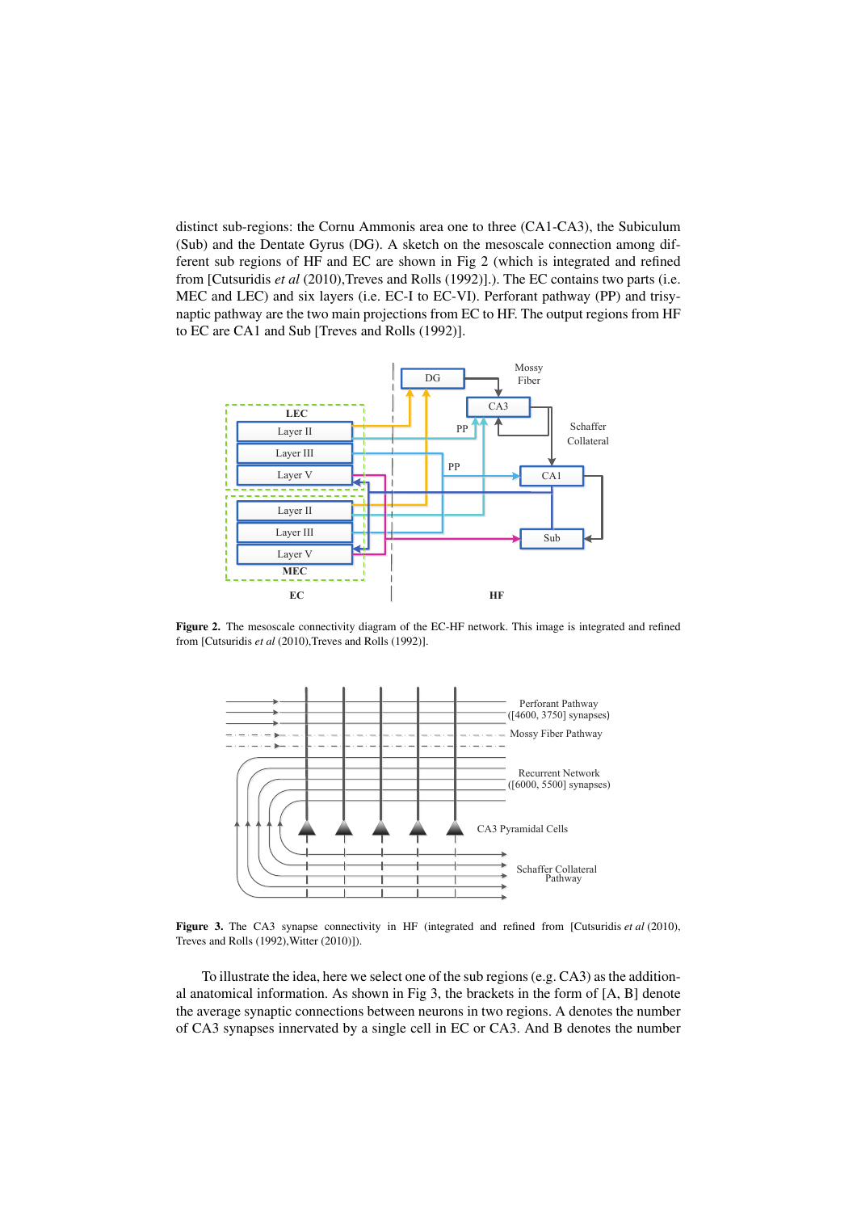distinct sub-regions: the Cornu Ammonis area one to three (CA1-CA3), the Subiculum (Sub) and the Dentate Gyrus (DG). A sketch on the mesoscale connection among different sub regions of HF and EC are shown in Fig 2 (which is integrated and refined from [Cutsuridis *et al* (2010),Treves and Rolls (1992)].). The EC contains two parts (i.e. MEC and LEC) and six layers (i.e. EC-I to EC-VI). Perforant pathway (PP) and trisynaptic pathway are the two main projections from EC to HF. The output regions from HF to EC are CA1 and Sub [Treves and Rolls (1992)].

**Figure 2.** The mesoscale connectivity diagram of the EC-HF network. This image is integrated and refined from [Cutsuridis *et al* (2010),Treves and Rolls (1992)].

**Figure 3.** The CA3 synapse connectivity in HF (integrated and refined from [Cutsuridis *et al* (2010), Treves and Rolls (1992),Witter (2010)]).

To illustrate the idea, here we select one of the sub regions (e.g. CA3) as the additional anatomical information. As shown in Fig 3, the brackets in the form of [A, B] denote the average synaptic connections between neurons in two regions. A denotes the number of CA3 synapses innervated by a single cell in EC or CA3. And B denotes the number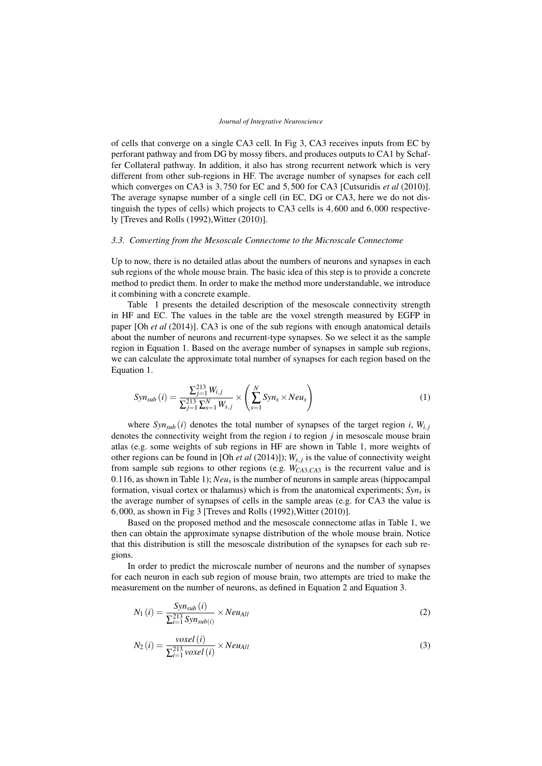of cells that converge on a single CA3 cell. In Fig 3, CA3 receives inputs from EC by perforant pathway and from DG by mossy fibers, and produces outputs to CA1 by Schaffer Collateral pathway. In addition, it also has strong recurrent network which is very different from other sub-regions in HF. The average number of synapses for each cell which converges on CA3 is 3,750 for EC and 5,500 for CA3 [Cutsuridis *et al* (2010)]. The average synapse number of a single cell (in EC, DG or CA3, here we do not distinguish the types of cells) which projects to CA3 cells is 4,600 and 6,000 respectively [Treves and Rolls (1992),Witter (2010)].

### *3.3. Converting from the Mesoscale Connectome to the Microscale Connectome*

Up to now, there is no detailed atlas about the numbers of neurons and synapses in each sub regions of the whole mouse brain. The basic idea of this step is to provide a concrete method to predict them. In order to make the method more understandable, we introduce it combining with a concrete example.

Table 1 presents the detailed description of the mesoscale connectivity strength in HF and EC. The values in the table are the voxel strength measured by EGFP in paper [Oh *et al* (2014)]. CA3 is one of the sub regions with enough anatomical details about the number of neurons and recurrent-type synapses. So we select it as the sample region in Equation 1. Based on the average number of synapses in sample sub regions, we can calculate the approximate total number of synapses for each region based on the Equation 1.

$$Syn_{sub}(i) = \frac{\sum_{j=1}^{213} W_{i,j}}{\sum_{j=1}^{213}\sum_{s=1}^{N} W_{s,j}} \times \left(\sum_{s=1}^{N} Syn_s \times Neu_s\right) \tag{1}$$

where $Syn_{sub}(i)$ denotes the total number of synapses of the target region $i$, $W_{i,j}$ denotes the connectivity weight from the region $i$ to region $j$ in mesoscale mouse brain atlas (e.g. some weights of sub regions in HF are shown in Table 1, more weights of other regions can be found in [Oh *et al* (2014)]); $W_{s,j}$ is the value of connectivity weight from sample sub regions to other regions (e.g. $W_{CA3,CA3}$ is the recurrent value and is 0.116, as shown in Table 1); $Neu_s$ is the number of neurons in sample areas (hippocampal formation, visual cortex or thalamus) which is from the anatomical experiments; $Syn_s$ is the average number of synapses of cells in the sample areas (e.g. for CA3 the value is 6,000, as shown in Fig 3 [Treves and Rolls (1992),Witter (2010)].

Based on the proposed method and the mesoscale connectome atlas in Table 1, we then can obtain the approximate synapse distribution of the whole mouse brain. Notice that this distribution is still the mesoscale distribution of the synapses for each sub regions.

In order to predict the microscale number of neurons and the number of synapses for each neuron in each sub region of mouse brain, two attempts are tried to make the measurement on the number of neurons, as defined in Equation 2 and Equation 3.

$$N_1(i) = \frac{Syn_{sub}(i)}{\sum_{i=1}^{213} Syn_{sub(i)}} \times Neu_{All} \tag{2}$$

$$N_2(i) = \frac{voxel(i)}{\sum_{i=1}^{213} voxel(i)} \times Neu_{All} \tag{3}$$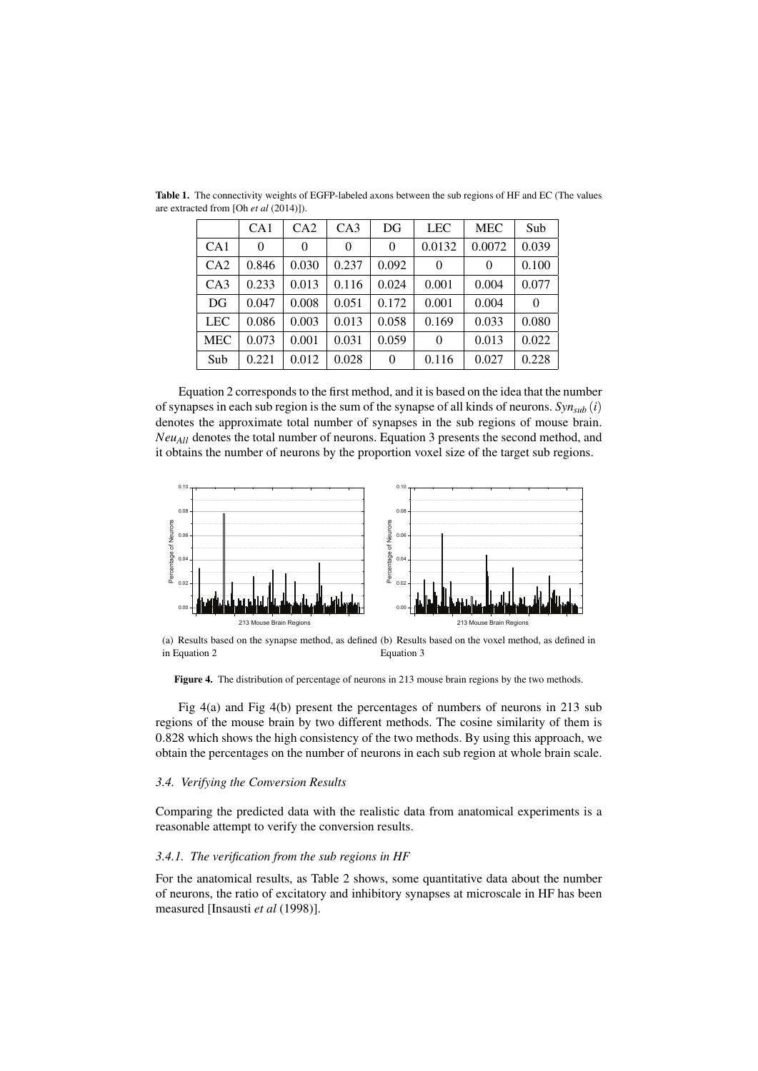**Table 1.** The connectivity weights of EGFP-labeled axons between the sub regions of HF and EC (The values are extracted from [Oh *et al* (2014)]).

| | CA1 | CA2 | CA3 | DG | LEC | MEC | Sub |
|---|---|---|---|---|---|---|---|
| CA1 | 0 | 0 | 0 | 0 | 0.0132 | 0.0072 | 0.039 |
| CA2 | 0.846 | 0.030 | 0.237 | 0.092 | 0 | 0 | 0.100 |
| CA3 | 0.233 | 0.013 | 0.116 | 0.024 | 0.001 | 0.004 | 0.077 |
| DG | 0.047 | 0.008 | 0.051 | 0.172 | 0.001 | 0.004 | 0 |
| LEC | 0.086 | 0.003 | 0.013 | 0.058 | 0.169 | 0.033 | 0.080 |
| MEC | 0.073 | 0.001 | 0.031 | 0.059 | 0 | 0.013 | 0.022 |
| Sub | 0.221 | 0.012 | 0.028 | 0 | 0.116 | 0.027 | 0.228 |

Equation 2 corresponds to the first method, and it is based on the idea that the number of synapses in each sub region is the sum of the synapse of all kinds of neurons. $Syn_{sub}(i)$ denotes the approximate total number of synapses in the sub regions of mouse brain. $Neu_{All}$ denotes the total number of neurons. Equation 3 presents the second method, and it obtains the number of neurons by the proportion voxel size of the target sub regions.

(a) Results based on the synapse method, as defined in Equation 2

(b) Results based on the voxel method, as defined in Equation 3

**Figure 4.** The distribution of percentage of neurons in 213 mouse brain regions by the two methods.

Fig 4(a) and Fig 4(b) present the percentages of numbers of neurons in 213 sub regions of the mouse brain by two different methods. The cosine similarity of them is 0.828 which shows the high consistency of the two methods. By using this approach, we obtain the percentages on the number of neurons in each sub region at whole brain scale.

### *3.4. Verifying the Conversion Results*

Comparing the predicted data with the realistic data from anatomical experiments is a reasonable attempt to verify the conversion results.

#### *3.4.1. The verification from the sub regions in HF*

For the anatomical results, as Table 2 shows, some quantitative data about the number of neurons, the ratio of excitatory and inhibitory synapses at microscale in HF has been measured [Insausti *et al* (1998)].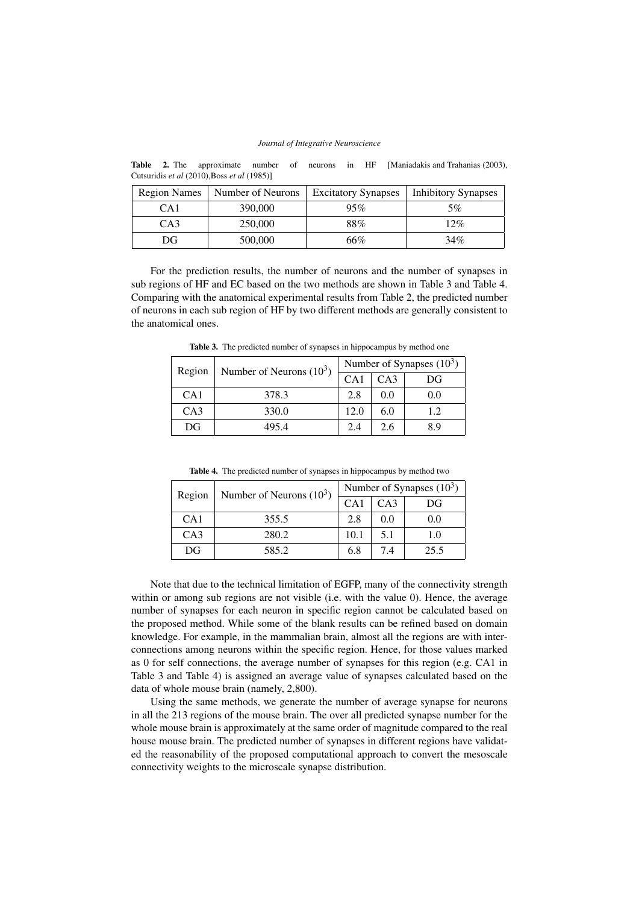**Table 2.** The approximate number of neurons in HF [Maniadakis and Trahanias (2003), Cutsuridis *et al* (2010),Boss *et al* (1985)]

| Region Names | Number of Neurons | Excitatory Synapses | Inhibitory Synapses |
|---|---|---|---|
| CA1 | 390,000 | 95% | 5% |
| CA3 | 250,000 | 88% | 12% |
| DG | 500,000 | 66% | 34% |

For the prediction results, the number of neurons and the number of synapses in sub regions of HF and EC based on the two methods are shown in Table 3 and Table 4. Comparing with the anatomical experimental results from Table 2, the predicted number of neurons in each sub region of HF by two different methods are generally consistent to the anatomical ones.

**Table 3.** The predicted number of synapses in hippocampus by method one

| Region | Number of Neurons ($10^3$) | Number of Synapses ($10^3$) | | |
|---|---|---|---|---|
| | | CA1 | CA3 | DG |
| CA1 | 378.3 | 2.8 | 0.0 | 0.0 |
| CA3 | 330.0 | 12.0 | 6.0 | 1.2 |
| DG | 495.4 | 2.4 | 2.6 | 8.9 |

**Table 4.** The predicted number of synapses in hippocampus by method two

| Region | Number of Neurons ($10^3$) | Number of Synapses ($10^3$) | | |
|---|---|---|---|---|
| | | CA1 | CA3 | DG |
| CA1 | 355.5 | 2.8 | 0.0 | 0.0 |
| CA3 | 280.2 | 10.1 | 5.1 | 1.0 |
| DG | 585.2 | 6.8 | 7.4 | 25.5 |

Note that due to the technical limitation of EGFP, many of the connectivity strength within or among sub regions are not visible (i.e. with the value 0). Hence, the average number of synapses for each neuron in specific region cannot be calculated based on the proposed method. While some of the blank results can be refined based on domain knowledge. For example, in the mammalian brain, almost all the regions are with inter-connections among neurons within the specific region. Hence, for those values marked as 0 for self connections, the average number of synapses for this region (e.g. CA1 in Table 3 and Table 4) is assigned an average value of synapses calculated based on the data of whole mouse brain (namely, 2,800).

Using the same methods, we generate the number of average synapse for neurons in all the 213 regions of the mouse brain. The over all predicted synapse number for the whole mouse brain is approximately at the same order of magnitude compared to the real house mouse brain. The predicted number of synapses in different regions have validated the reasonability of the proposed computational approach to convert the mesoscale connectivity weights to the microscale synapse distribution.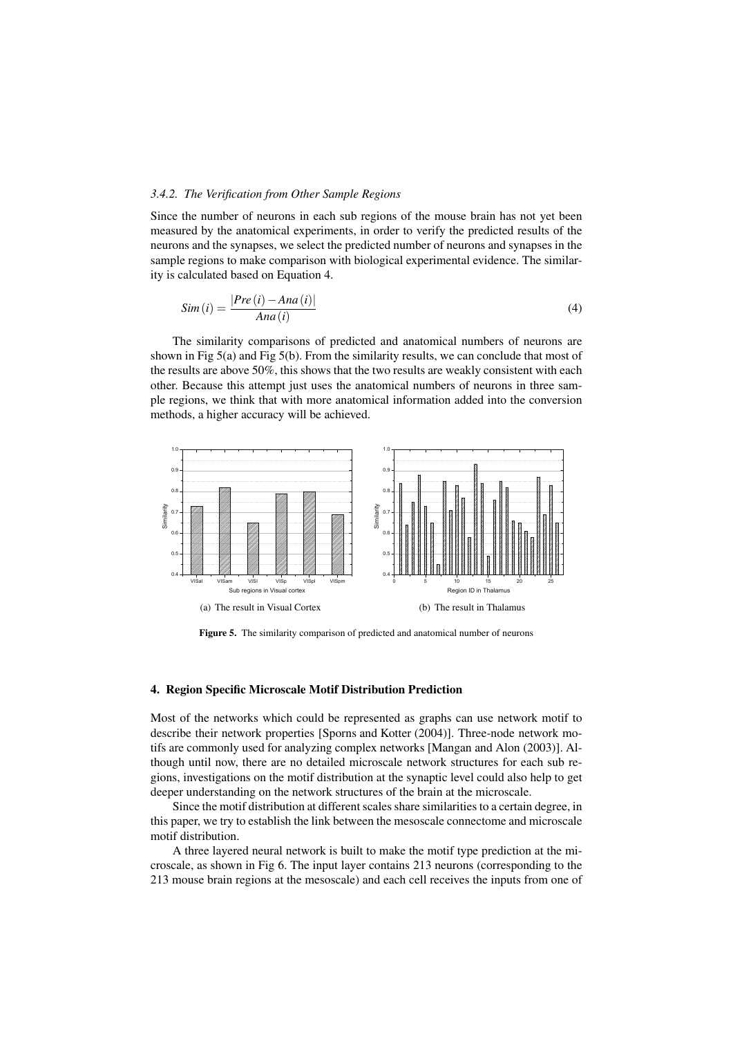### 3.4.2. The Verification from Other Sample Regions

Since the number of neurons in each sub regions of the mouse brain has not yet been measured by the anatomical experiments, in order to verify the predicted results of the neurons and the synapses, we select the predicted number of neurons and synapses in the sample regions to make comparison with biological experimental evidence. The similarity is calculated based on Equation 4.

$$Sim(i) = \frac{|Pre(i) - Ana(i)|}{Ana(i)} \tag{4}$$

The similarity comparisons of predicted and anatomical numbers of neurons are shown in Fig 5(a) and Fig 5(b). From the similarity results, we can conclude that most of the results are above 50%, this shows that the two results are weakly consistent with each other. Because this attempt just uses the anatomical numbers of neurons in three sample regions, we think that with more anatomical information added into the conversion methods, a higher accuracy will be achieved.

(a) The result in Visual Cortex

(b) The result in Thalamus

**Figure 5.** The similarity comparison of predicted and anatomical number of neurons

## 4. Region Specific Microscale Motif Distribution Prediction

Most of the networks which could be represented as graphs can use network motif to describe their network properties [Sporns and Kotter (2004)]. Three-node network motifs are commonly used for analyzing complex networks [Mangan and Alon (2003)]. Although until now, there are no detailed microscale network structures for each sub regions, investigations on the motif distribution at the synaptic level could also help to get deeper understanding on the network structures of the brain at the microscale.

Since the motif distribution at different scales share similarities to a certain degree, in this paper, we try to establish the link between the mesoscale connectome and microscale motif distribution.

A three layered neural network is built to make the motif type prediction at the microscale, as shown in Fig 6. The input layer contains 213 neurons (corresponding to the 213 mouse brain regions at the mesoscale) and each cell receives the inputs from one of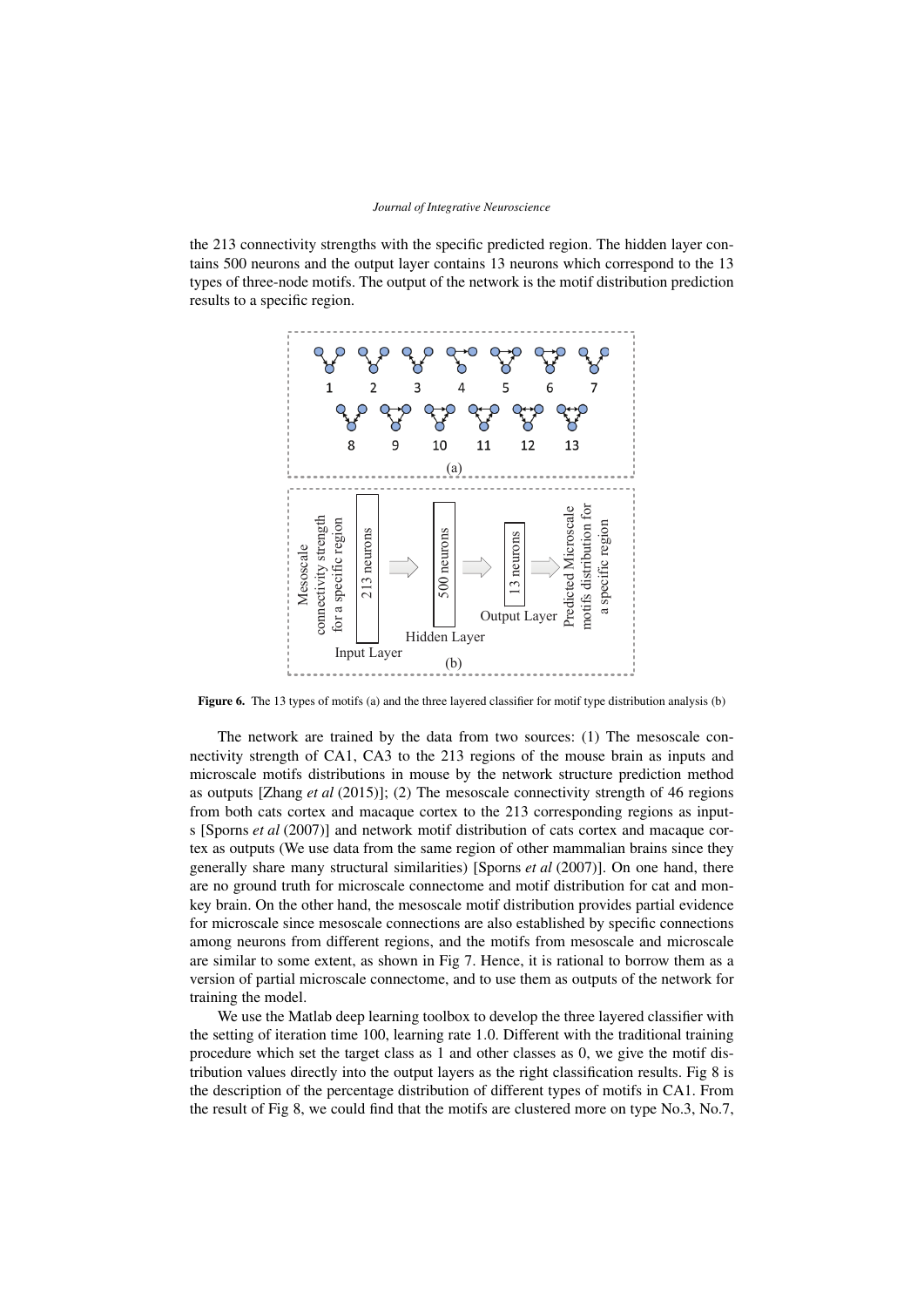the 213 connectivity strengths with the specific predicted region. The hidden layer contains 500 neurons and the output layer contains 13 neurons which correspond to the 13 types of three-node motifs. The output of the network is the motif distribution prediction results to a specific region.

**Figure 6.** The 13 types of motifs (a) and the three layered classifier for motif type distribution analysis (b)

The network are trained by the data from two sources: (1) The mesoscale connectivity strength of CA1, CA3 to the 213 regions of the mouse brain as inputs and microscale motifs distributions in mouse by the network structure prediction method as outputs [Zhang *et al* (2015)]; (2) The mesoscale connectivity strength of 46 regions from both cats cortex and macaque cortex to the 213 corresponding regions as inputs [Sporns *et al* (2007)] and network motif distribution of cats cortex and macaque cortex as outputs (We use data from the same region of other mammalian brains since they generally share many structural similarities) [Sporns *et al* (2007)]. On one hand, there are no ground truth for microscale connectome and motif distribution for cat and monkey brain. On the other hand, the mesoscale motif distribution provides partial evidence for microscale since mesoscale connections are also established by specific connections among neurons from different regions, and the motifs from mesoscale and microscale are similar to some extent, as shown in Fig 7. Hence, it is rational to borrow them as a version of partial microscale connectome, and to use them as outputs of the network for training the model.

We use the Matlab deep learning toolbox to develop the three layered classifier with the setting of iteration time 100, learning rate 1.0. Different with the traditional training procedure which set the target class as 1 and other classes as 0, we give the motif distribution values directly into the output layers as the right classification results. Fig 8 is the description of the percentage distribution of different types of motifs in CA1. From the result of Fig 8, we could find that the motifs are clustered more on type No.3, No.7,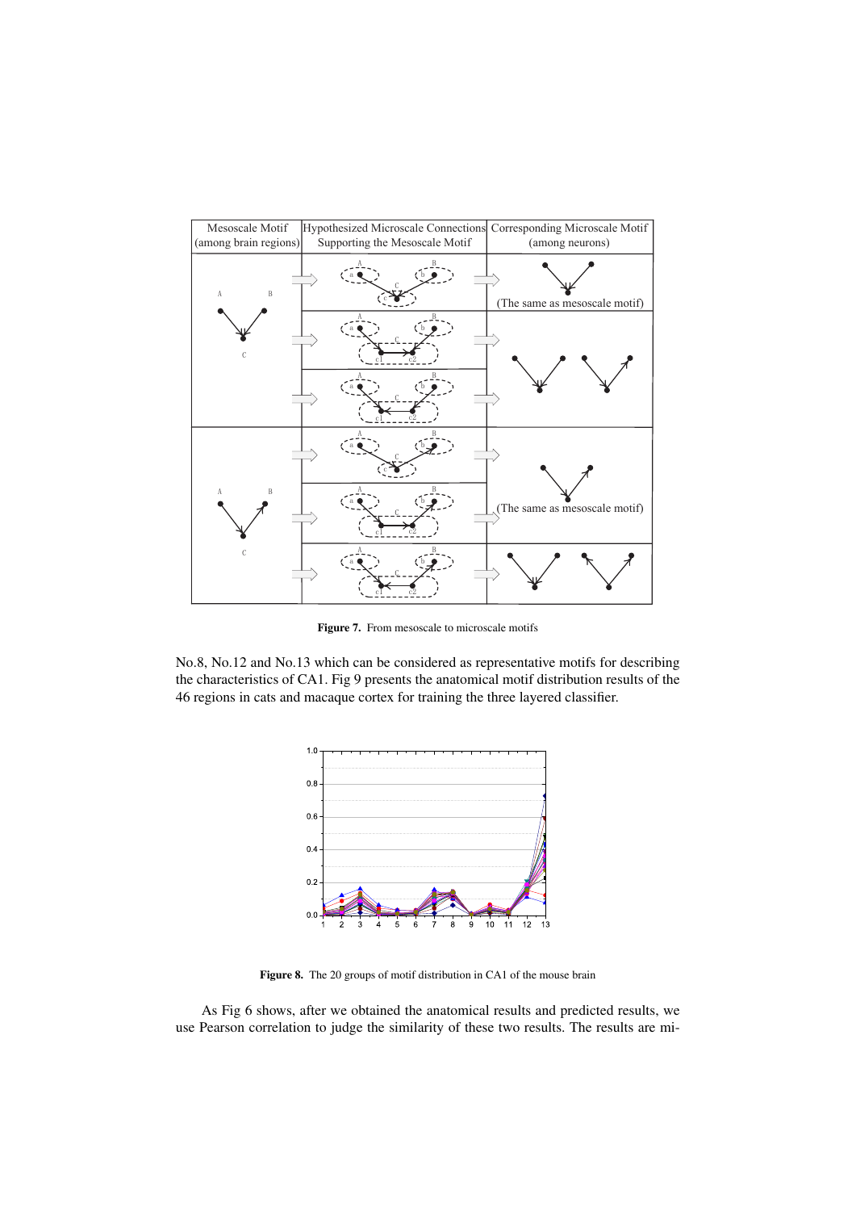Figure 7. From mesoscale to microscale motifs

No.8, No.12 and No.13 which can be considered as representative motifs for describing the characteristics of CA1. Fig 9 presents the anatomical motif distribution results of the 46 regions in cats and macaque cortex for training the three layered classifier.

Figure 8. The 20 groups of motif distribution in CA1 of the mouse brain

As Fig 6 shows, after we obtained the anatomical results and predicted results, we use Pearson correlation to judge the similarity of these two results. The results are mi-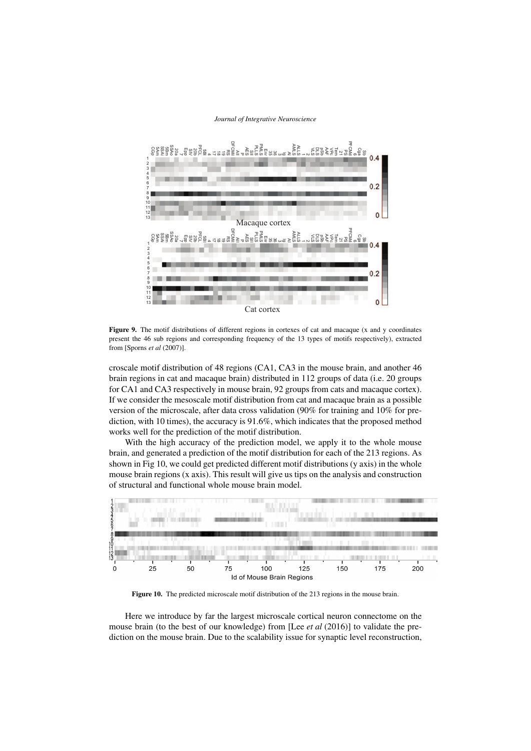Figure 9. The motif distributions of different regions in cortexes of cat and macaque (x and y coordinates present the 46 sub regions and corresponding frequency of the 13 types of motifs respectively), extracted from [Sporns *et al* (2007)].

croscale motif distribution of 48 regions (CA1, CA3 in the mouse brain, and another 46 brain regions in cat and macaque brain) distributed in 112 groups of data (i.e. 20 groups for CA1 and CA3 respectively in mouse brain, 92 groups from cats and macaque cortex). If we consider the mesoscale motif distribution from cat and macaque brain as a possible version of the microscale, after data cross validation (90% for training and 10% for prediction, with 10 times), the accuracy is 91.6%, which indicates that the proposed method works well for the prediction of the motif distribution.

With the high accuracy of the prediction model, we apply it to the whole mouse brain, and generated a prediction of the motif distribution for each of the 213 regions. As shown in Fig 10, we could get predicted different motif distributions (y axis) in the whole mouse brain regions (x axis). This result will give us tips on the analysis and construction of structural and functional whole mouse brain model.

Figure 10. The predicted microscale motif distribution of the 213 regions in the mouse brain.

Here we introduce by far the largest microscale cortical neuron connectome on the mouse brain (to the best of our knowledge) from [Lee *et al* (2016)] to validate the prediction on the mouse brain. Due to the scalability issue for synaptic level reconstruction,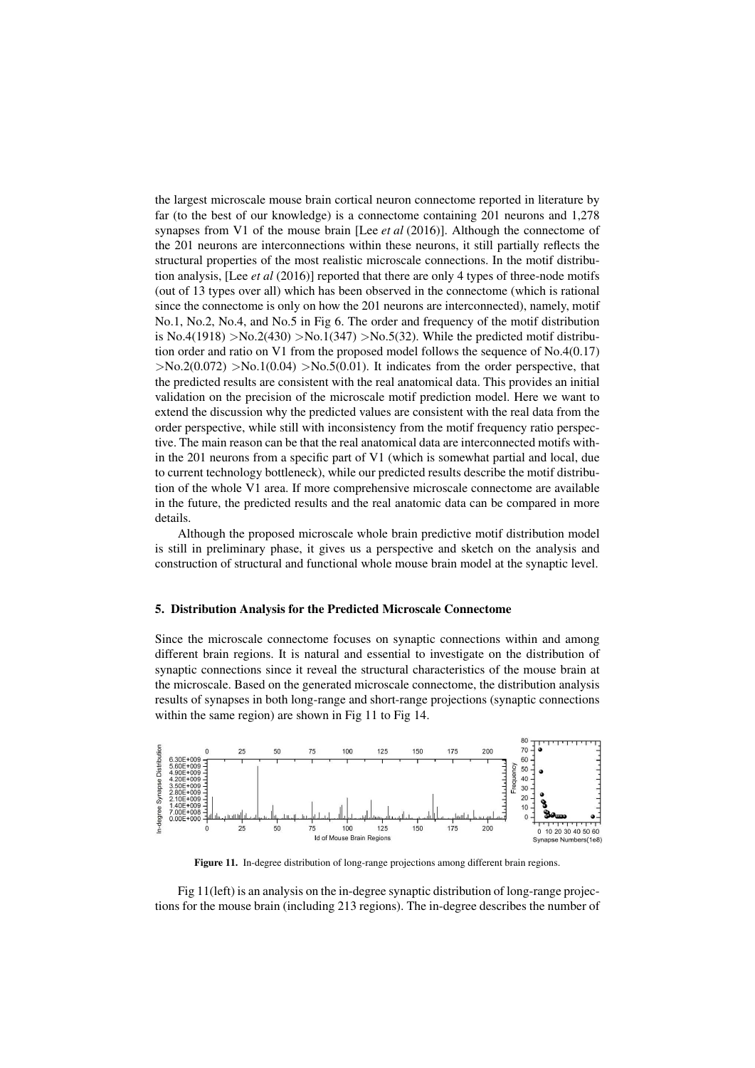the largest microscale mouse brain cortical neuron connectome reported in literature by far (to the best of our knowledge) is a connectome containing 201 neurons and 1,278 synapses from V1 of the mouse brain [Lee *et al* (2016)]. Although the connectome of the 201 neurons are interconnections within these neurons, it still partially reflects the structural properties of the most realistic microscale connections. In the motif distribution analysis, [Lee *et al* (2016)] reported that there are only 4 types of three-node motifs (out of 13 types over all) which has been observed in the connectome (which is rational since the connectome is only on how the 201 neurons are interconnected), namely, motif No.1, No.2, No.4, and No.5 in Fig 6. The order and frequency of the motif distribution is No.4(1918) >No.2(430) >No.1(347) >No.5(32). While the predicted motif distribution order and ratio on V1 from the proposed model follows the sequence of No.4(0.17) >No.2(0.072) >No.1(0.04) >No.5(0.01). It indicates from the order perspective, that the predicted results are consistent with the real anatomical data. This provides an initial validation on the precision of the microscale motif prediction model. Here we want to extend the discussion why the predicted values are consistent with the real data from the order perspective, while still with inconsistency from the motif frequency ratio perspective. The main reason can be that the real anatomical data are interconnected motifs within the 201 neurons from a specific part of V1 (which is somewhat partial and local, due to current technology bottleneck), while our predicted results describe the motif distribution of the whole V1 area. If more comprehensive microscale connectome are available in the future, the predicted results and the real anatomic data can be compared in more details.

Although the proposed microscale whole brain predictive motif distribution model is still in preliminary phase, it gives us a perspective and sketch on the analysis and construction of structural and functional whole mouse brain model at the synaptic level.

## 5. Distribution Analysis for the Predicted Microscale Connectome

Since the microscale connectome focuses on synaptic connections within and among different brain regions. It is natural and essential to investigate on the distribution of synaptic connections since it reveal the structural characteristics of the mouse brain at the microscale. Based on the generated microscale connectome, the distribution analysis results of synapses in both long-range and short-range projections (synaptic connections within the same region) are shown in Fig 11 to Fig 14.

**Figure 11.** In-degree distribution of long-range projections among different brain regions.

Fig 11(left) is an analysis on the in-degree synaptic distribution of long-range projections for the mouse brain (including 213 regions). The in-degree describes the number of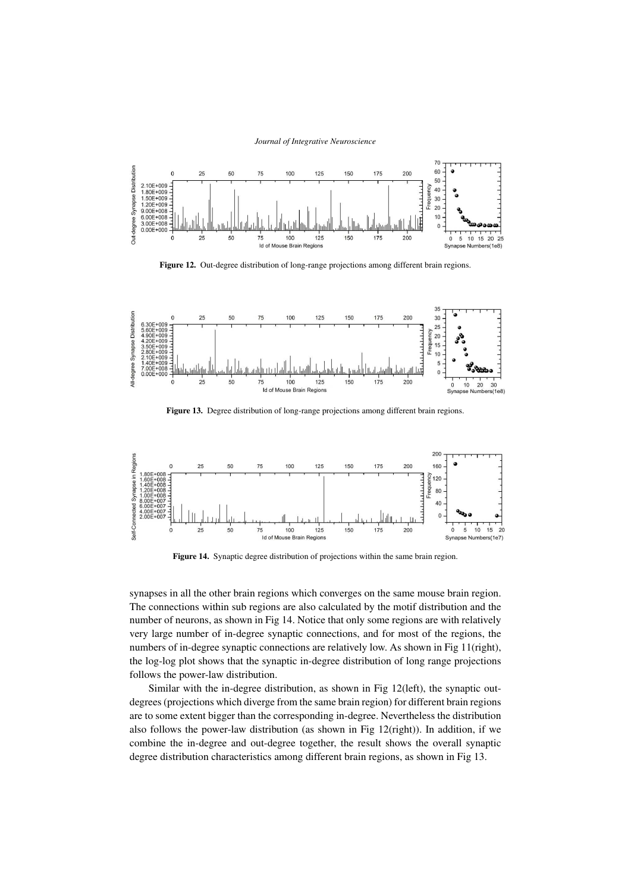Figure 12. Out-degree distribution of long-range projections among different brain regions.

Figure 13. Degree distribution of long-range projections among different brain regions.

Figure 14. Synaptic degree distribution of projections within the same brain region.

synapses in all the other brain regions which converges on the same mouse brain region. The connections within sub regions are also calculated by the motif distribution and the number of neurons, as shown in Fig 14. Notice that only some regions are with relatively very large number of in-degree synaptic connections, and for most of the regions, the numbers of in-degree synaptic connections are relatively low. As shown in Fig 11(right), the log-log plot shows that the synaptic in-degree distribution of long range projections follows the power-law distribution.

Similar with the in-degree distribution, as shown in Fig 12(left), the synaptic out-degrees (projections which diverge from the same brain region) for different brain regions are to some extent bigger than the corresponding in-degree. Nevertheless the distribution also follows the power-law distribution (as shown in Fig 12(right)). In addition, if we combine the in-degree and out-degree together, the result shows the overall synaptic degree distribution characteristics among different brain regions, as shown in Fig 13.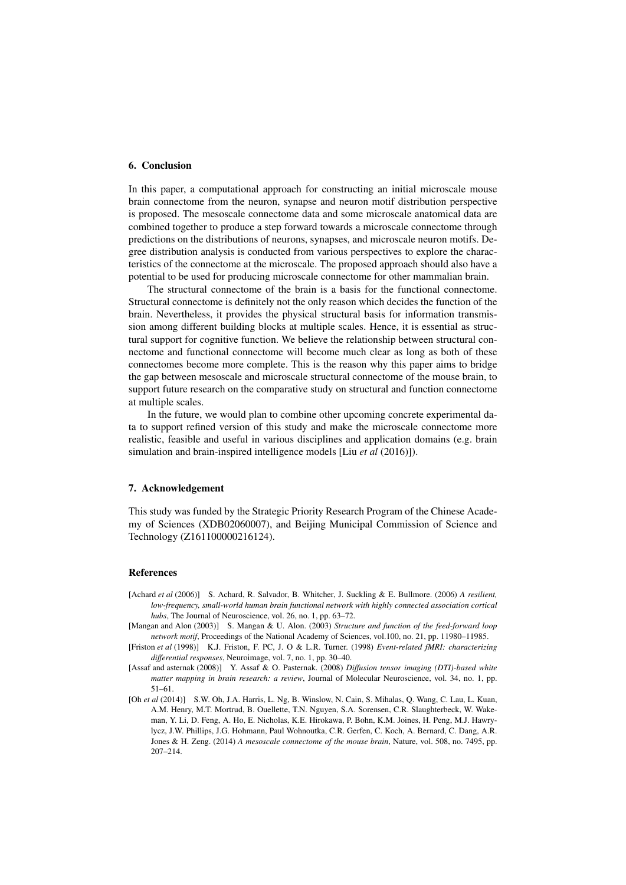## 6. Conclusion

In this paper, a computational approach for constructing an initial microscale mouse brain connectome from the neuron, synapse and neuron motif distribution perspective is proposed. The mesoscale connectome data and some microscale anatomical data are combined together to produce a step forward towards a microscale connectome through predictions on the distributions of neurons, synapses, and microscale neuron motifs. Degree distribution analysis is conducted from various perspectives to explore the characteristics of the connectome at the microscale. The proposed approach should also have a potential to be used for producing microscale connectome for other mammalian brain.

The structural connectome of the brain is a basis for the functional connectome. Structural connectome is definitely not the only reason which decides the function of the brain. Nevertheless, it provides the physical structural basis for information transmission among different building blocks at multiple scales. Hence, it is essential as structural support for cognitive function. We believe the relationship between structural connectome and functional connectome will become much clear as long as both of these connectomes become more complete. This is the reason why this paper aims to bridge the gap between mesoscale and microscale structural connectome of the mouse brain, to support future research on the comparative study on structural and function connectome at multiple scales.

In the future, we would plan to combine other upcoming concrete experimental data to support refined version of this study and make the microscale connectome more realistic, feasible and useful in various disciplines and application domains (e.g. brain simulation and brain-inspired intelligence models [Liu *et al* (2016)]).

## 7. Acknowledgement

This study was funded by the Strategic Priority Research Program of the Chinese Academy of Sciences (XDB02060007), and Beijing Municipal Commission of Science and Technology (Z161100000216124).

## References

[Achard *et al* (2006)] S. Achard, R. Salvador, B. Whitcher, J. Suckling & E. Bullmore. (2006) *A resilient, low-frequency, small-world human brain functional network with highly connected association cortical hubs*, The Journal of Neuroscience, vol. 26, no. 1, pp. 63–72.

[Mangan and Alon (2003)] S. Mangan & U. Alon. (2003) *Structure and function of the feed-forward loop network motif*, Proceedings of the National Academy of Sciences, vol.100, no. 21, pp. 11980–11985.

[Friston *et al* (1998)] K.J. Friston, F. PC, J. O & L.R. Turner. (1998) *Event-related fMRI: characterizing differential responses*, Neuroimage, vol. 7, no. 1, pp. 30–40.

[Assaf and asternak (2008)] Y. Assaf & O. Pasternak. (2008) *Diffusion tensor imaging (DTI)-based white matter mapping in brain research: a review*, Journal of Molecular Neuroscience, vol. 34, no. 1, pp. 51–61.

[Oh *et al* (2014)] S.W. Oh, J.A. Harris, L. Ng, B. Winslow, N. Cain, S. Mihalas, Q. Wang, C. Lau, L. Kuan, A.M. Henry, M.T. Mortrud, B. Ouellette, T.N. Nguyen, S.A. Sorensen, C.R. Slaughterbeck, W. Wakeman, Y. Li, D. Feng, A. Ho, E. Nicholas, K.E. Hirokawa, P. Bohn, K.M. Joines, H. Peng, M.J. Hawrylycz, J.W. Phillips, J.G. Hohmann, Paul Wohnoutka, C.R. Gerfen, C. Koch, A. Bernard, C. Dang, A.R. Jones & H. Zeng. (2014) *A mesoscale connectome of the mouse brain*, Nature, vol. 508, no. 7495, pp. 207–214.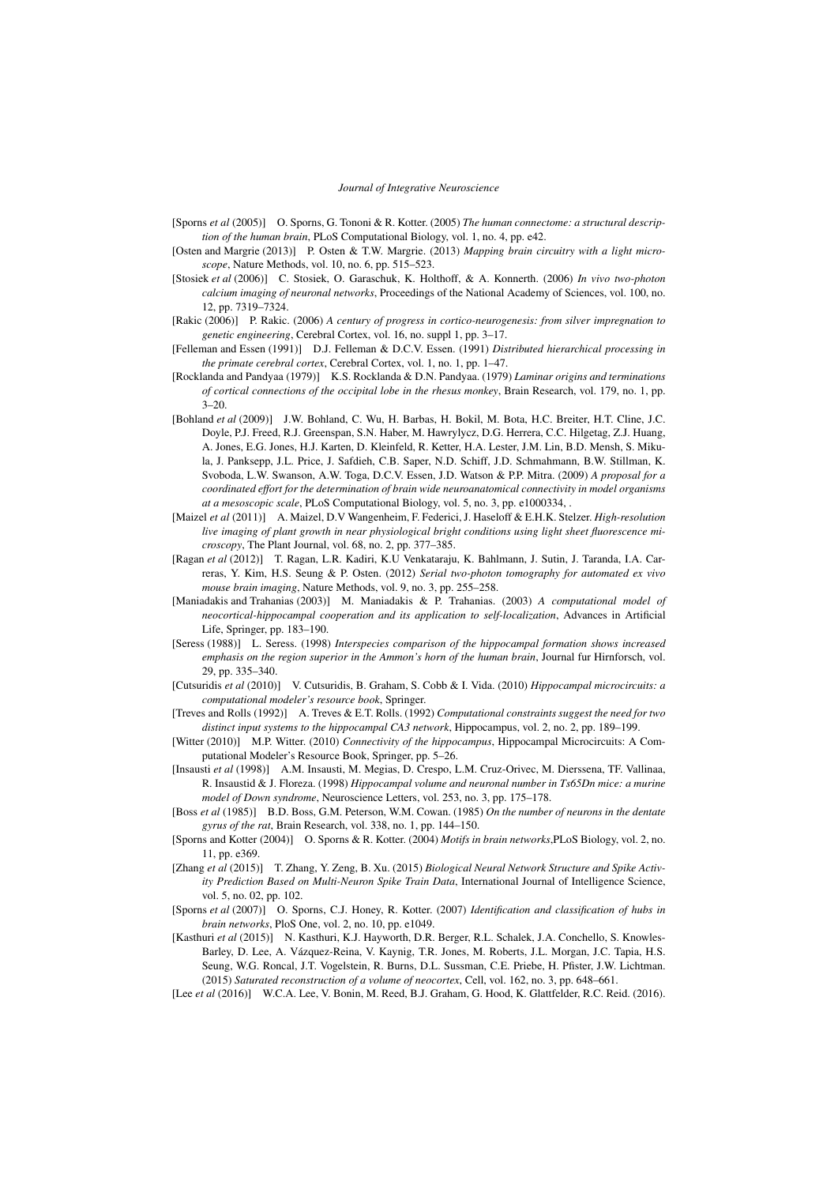[Sporns *et al* (2005)] O. Sporns, G. Tononi & R. Kotter. (2005) *The human connectome: a structural description of the human brain*, PLoS Computational Biology, vol. 1, no. 4, pp. e42.

[Osten and Margrie (2013)] P. Osten & T.W. Margrie. (2013) *Mapping brain circuitry with a light microscope*, Nature Methods, vol. 10, no. 6, pp. 515–523.

[Stosiek *et al* (2006)] C. Stosiek, O. Garaschuk, K. Holthoff, & A. Konnerth. (2006) *In vivo two-photon calcium imaging of neuronal networks*, Proceedings of the National Academy of Sciences, vol. 100, no. 12, pp. 7319–7324.

[Rakic (2006)] P. Rakic. (2006) *A century of progress in cortico-neurogenesis: from silver impregnation to genetic engineering*, Cerebral Cortex, vol. 16, no. suppl 1, pp. 3–17.

[Felleman and Essen (1991)] D.J. Felleman & D.C.V. Essen. (1991) *Distributed hierarchical processing in the primate cerebral cortex*, Cerebral Cortex, vol. 1, no. 1, pp. 1–47.

[Rocklanda and Pandyaa (1979)] K.S. Rocklanda & D.N. Pandyaa. (1979) *Laminar origins and terminations of cortical connections of the occipital lobe in the rhesus monkey*, Brain Research, vol. 179, no. 1, pp. 3–20.

[Bohland *et al* (2009)] J.W. Bohland, C. Wu, H. Barbas, H. Bokil, M. Bota, H.C. Breiter, H.T. Cline, J.C. Doyle, P.J. Freed, R.J. Greenspan, S.N. Haber, M. Hawrylycz, D.G. Herrera, C.C. Hilgetag, Z.J. Huang, A. Jones, E.G. Jones, H.J. Karten, D. Kleinfeld, R. Ketter, H.A. Lester, J.M. Lin, B.D. Mensh, S. Mikula, J. Panksepp, J.L. Price, J. Safdieh, C.B. Saper, N.D. Schiff, J.D. Schmahmann, B.W. Stillman, K. Svoboda, L.W. Swanson, A.W. Toga, D.C.V. Essen, J.D. Watson & P.P. Mitra. (2009) *A proposal for a coordinated effort for the determination of brain wide neuroanatomical connectivity in model organisms at a mesoscopic scale*, PLoS Computational Biology, vol. 5, no. 3, pp. e1000334, .

[Maizel *et al* (2011)] A. Maizel, D.V Wangenheim, F. Federici, J. Haseloff & E.H.K. Stelzer. *High-resolution live imaging of plant growth in near physiological bright conditions using light sheet fluorescence microscopy*, The Plant Journal, vol. 68, no. 2, pp. 377–385.

[Ragan *et al* (2012)] T. Ragan, L.R. Kadiri, K.U Venkataraju, K. Bahlmann, J. Sutin, J. Taranda, I.A. Carreras, Y. Kim, H.S. Seung & P. Osten. (2012) *Serial two-photon tomography for automated ex vivo mouse brain imaging*, Nature Methods, vol. 9, no. 3, pp. 255–258.

[Maniadakis and Trahanias (2003)] M. Maniadakis & P. Trahanias. (2003) *A computational model of neocortical-hippocampal cooperation and its application to self-localization*, Advances in Artificial Life, Springer, pp. 183–190.

[Seress (1988)] L. Seress. (1998) *Interspecies comparison of the hippocampal formation shows increased emphasis on the region superior in the Ammon's horn of the human brain*, Journal fur Hirnforsch, vol. 29, pp. 335–340.

[Cutsuridis *et al* (2010)] V. Cutsuridis, B. Graham, S. Cobb & I. Vida. (2010) *Hippocampal microcircuits: a computational modeler's resource book*, Springer.

[Treves and Rolls (1992)] A. Treves & E.T. Rolls. (1992) *Computational constraints suggest the need for two distinct input systems to the hippocampal CA3 network*, Hippocampus, vol. 2, no. 2, pp. 189–199.

[Witter (2010)] M.P. Witter. (2010) *Connectivity of the hippocampus*, Hippocampal Microcircuits: A Computational Modeler's Resource Book, Springer, pp. 5–26.

[Insausti *et al* (1998)] A.M. Insausti, M. Megias, D. Crespo, L.M. Cruz-Orivec, M. Dierssena, TF. Vallinaa, R. Insaustid & J. Floreza. (1998) *Hippocampal volume and neuronal number in Ts65Dn mice: a murine model of Down syndrome*, Neuroscience Letters, vol. 253, no. 3, pp. 175–178.

[Boss *et al* (1985)] B.D. Boss, G.M. Peterson, W.M. Cowan. (1985) *On the number of neurons in the dentate gyrus of the rat*, Brain Research, vol. 338, no. 1, pp. 144–150.

[Sporns and Kotter (2004)] O. Sporns & R. Kotter. (2004) *Motifs in brain networks*,PLoS Biology, vol. 2, no. 11, pp. e369.

[Zhang *et al* (2015)] T. Zhang, Y. Zeng, B. Xu. (2015) *Biological Neural Network Structure and Spike Activity Prediction Based on Multi-Neuron Spike Train Data*, International Journal of Intelligence Science, vol. 5, no. 02, pp. 102.

[Sporns *et al* (2007)] O. Sporns, C.J. Honey, R. Kotter. (2007) *Identification and classification of hubs in brain networks*, PloS One, vol. 2, no. 10, pp. e1049.

[Kasthuri *et al* (2015)] N. Kasthuri, K.J. Hayworth, D.R. Berger, R.L. Schalek, J.A. Conchello, S. Knowles-Barley, D. Lee, A. Vázquez-Reina, V. Kaynig, T.R. Jones, M. Roberts, J.L. Morgan, J.C. Tapia, H.S. Seung, W.G. Roncal, J.T. Vogelstein, R. Burns, D.L. Sussman, C.E. Priebe, H. Pfister, J.W. Lichtman. (2015) *Saturated reconstruction of a volume of neocortex*, Cell, vol. 162, no. 3, pp. 648–661.

[Lee *et al* (2016)] W.C.A. Lee, V. Bonin, M. Reed, B.J. Graham, G. Hood, K. Glattfelder, R.C. Reid. (2016).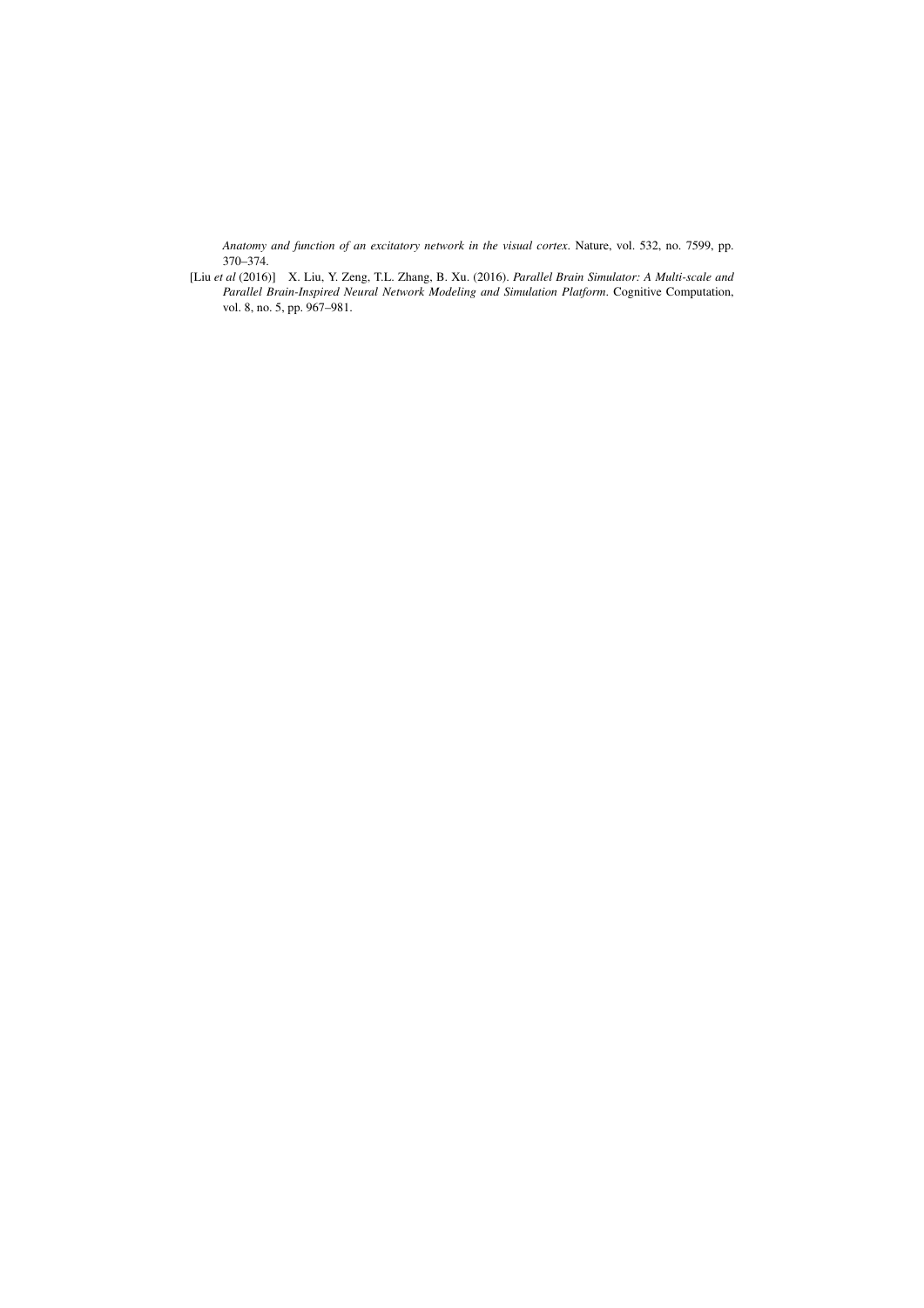*Anatomy and function of an excitatory network in the visual cortex*. Nature, vol. 532, no. 7599, pp. 370–374.

[Liu *et al* (2016)] X. Liu, Y. Zeng, T.L. Zhang, B. Xu. (2016). *Parallel Brain Simulator: A Multi-scale and Parallel Brain-Inspired Neural Network Modeling and Simulation Platform*. Cognitive Computation, vol. 8, no. 5, pp. 967–981.